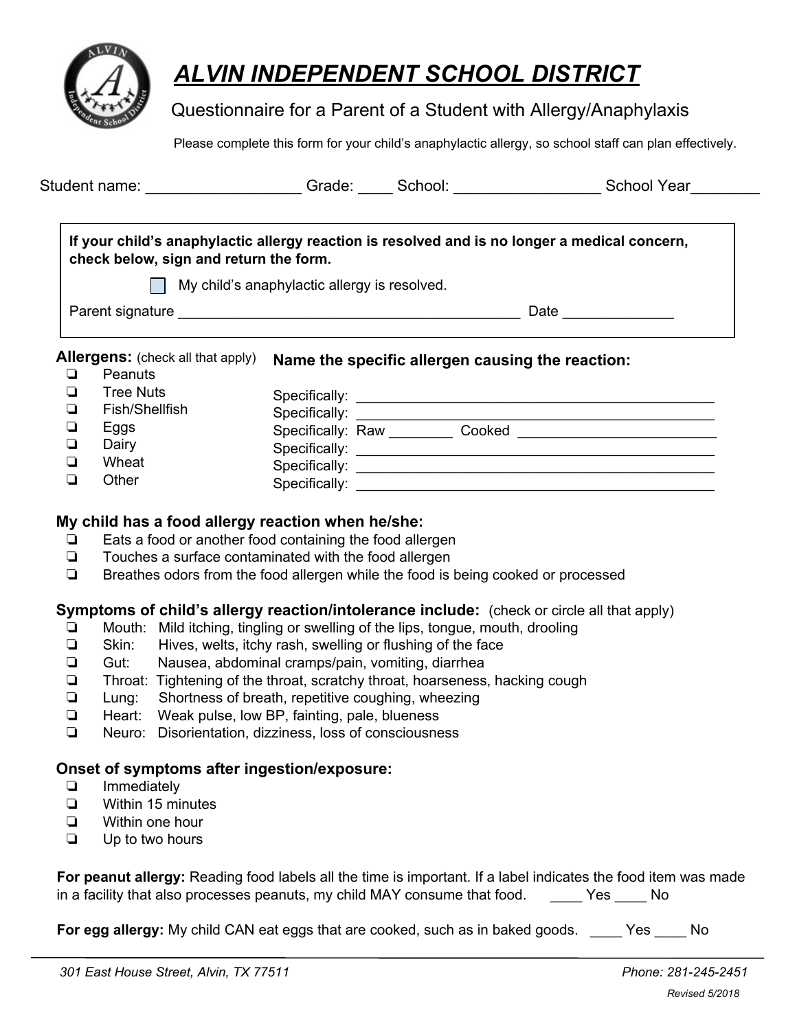# ALVIN INDEPENDENT SCHOOL DISTRICT

Questionnaire for a Parent of a Student with Allergy/Anaphylaxis

Please complete this form for your child's anaphylactic allergy, so school staff can plan effectively.

Student name: __________________ Grade: ____ School: _________________ School Year________

**If your child's anaphylactic allergy reaction is resolved and is no longer a medical concern, check below, sign and return the form.**

☐ My child's anaphylactic allergy is resolved.

Parent signature ___________________________________________ Date ______________

**Allergens:** (check all that apply)

**Name the specific allergen causing the reaction:**

- ❏ Peanuts — Specifically: _______________________________________________
- ❏ Tree Nuts — Specifically: _______________________________________________
- ❏ Fish/Shellfish — Specifically: Raw ________ Cooked __________________________
- ❏ Eggs — Specifically: _______________________________________________
- ❏ Dairy — Specifically: _______________________________________________
- ❏ Wheat — Specifically: _______________________________________________
- ❏ Other

**My child has a food allergy reaction when he/she:**

- ❏ Eats a food or another food containing the food allergen
- ❏ Touches a surface contaminated with the food allergen
- ❏ Breathes odors from the food allergen while the food is being cooked or processed

**Symptoms of child's allergy reaction/intolerance include:** (check or circle all that apply)

- ❏ Mouth: Mild itching, tingling or swelling of the lips, tongue, mouth, drooling
- ❏ Skin: Hives, welts, itchy rash, swelling or flushing of the face
- ❏ Gut: Nausea, abdominal cramps/pain, vomiting, diarrhea
- ❏ Throat: Tightening of the throat, scratchy throat, hoarseness, hacking cough
- ❏ Lung: Shortness of breath, repetitive coughing, wheezing
- ❏ Heart: Weak pulse, low BP, fainting, pale, blueness
- ❏ Neuro: Disorientation, dizziness, loss of consciousness

**Onset of symptoms after ingestion/exposure:**

- ❏ Immediately
- ❏ Within 15 minutes
- ❏ Within one hour
- ❏ Up to two hours

**For peanut allergy:** Reading food labels all the time is important. If a label indicates the food item was made in a facility that also processes peanuts, my child MAY consume that food. ____ Yes ____ No

**For egg allergy:** My child CAN eat eggs that are cooked, such as in baked goods. ____ Yes ____ No

*301 East House Street, Alvin, TX 77511* *Phone: 281-245-2451*

*Revised 5/2018*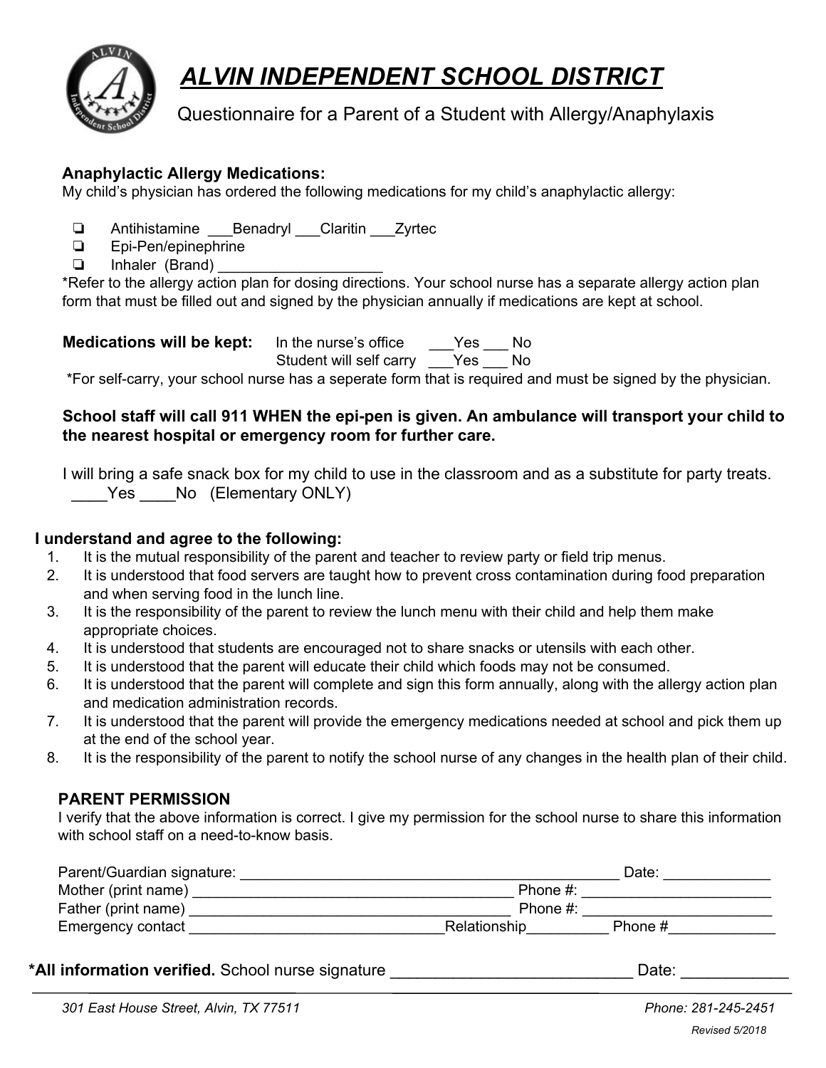# ALVIN INDEPENDENT SCHOOL DISTRICT

Questionnaire for a Parent of a Student with Allergy/Anaphylaxis

**Anaphylactic Allergy Medications:**

My child's physician has ordered the following medications for my child's anaphylactic allergy:

- ❏ Antihistamine ___Benadryl ___Claritin ___Zyrtec
- ❏ Epi-Pen/epinephrine
- ❏ Inhaler (Brand) ____________________

*Refer to the allergy action plan for dosing directions. Your school nurse has a separate allergy action plan form that must be filled out and signed by the physician annually if medications are kept at school.

**Medications will be kept:** In the nurse's office ___Yes ___ No
Student will self carry ___Yes ___ No

*For self-carry, your school nurse has a seperate form that is required and must be signed by the physician.

**School staff will call 911 WHEN the epi-pen is given. An ambulance will transport your child to the nearest hospital or emergency room for further care.**

I will bring a safe snack box for my child to use in the classroom and as a substitute for party treats.
____Yes ____No (Elementary ONLY)

**I understand and agree to the following:**

1. It is the mutual responsibility of the parent and teacher to review party or field trip menus.
2. It is understood that food servers are taught how to prevent cross contamination during food preparation and when serving food in the lunch line.
3. It is the responsibility of the parent to review the lunch menu with their child and help them make appropriate choices.
4. It is understood that students are encouraged not to share snacks or utensils with each other.
5. It is understood that the parent will educate their child which foods may not be consumed.
6. It is understood that the parent will complete and sign this form annually, along with the allergy action plan and medication administration records.
7. It is understood that the parent will provide the emergency medications needed at school and pick them up at the end of the school year.
8. It is the responsibility of the parent to notify the school nurse of any changes in the health plan of their child.

**PARENT PERMISSION**

I verify that the above information is correct. I give my permission for the school nurse to share this information with school staff on a need-to-know basis.

Parent/Guardian signature: ________________________________________________ Date: _____________
Mother (print name) ________________________________________ Phone #: ________________________
Father (print name) ________________________________________ Phone #: ________________________
Emergency contact ________________________________Relationship__________ Phone #_____________

***All information verified.** School nurse signature ____________________________ Date: ____________

*301 East House Street, Alvin, TX 77511* *Phone: 281-245-2451*

*Revised 5/2018*